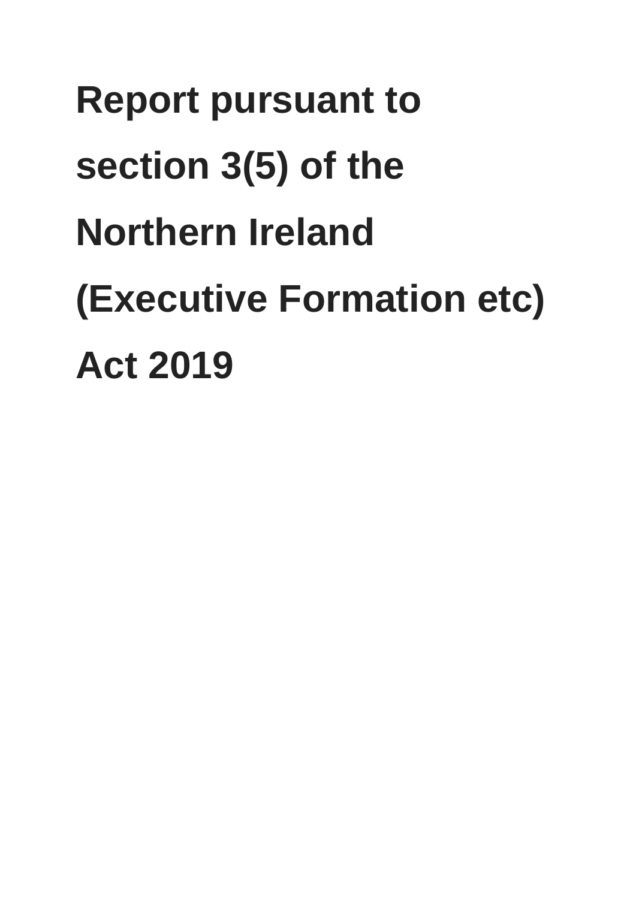# Report pursuant to section 3(5) of the Northern Ireland (Executive Formation etc) Act 2019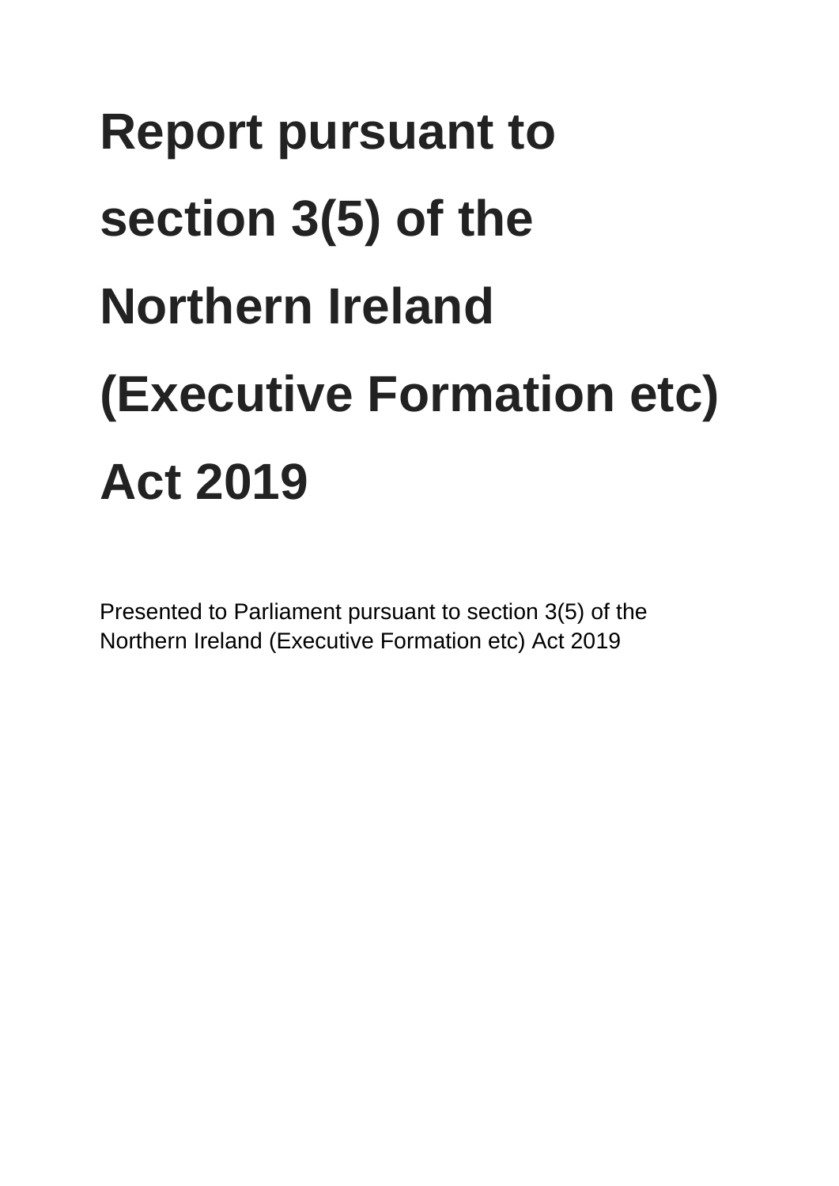# Report pursuant to section 3(5) of the Northern Ireland (Executive Formation etc) Act 2019

Presented to Parliament pursuant to section 3(5) of the Northern Ireland (Executive Formation etc) Act 2019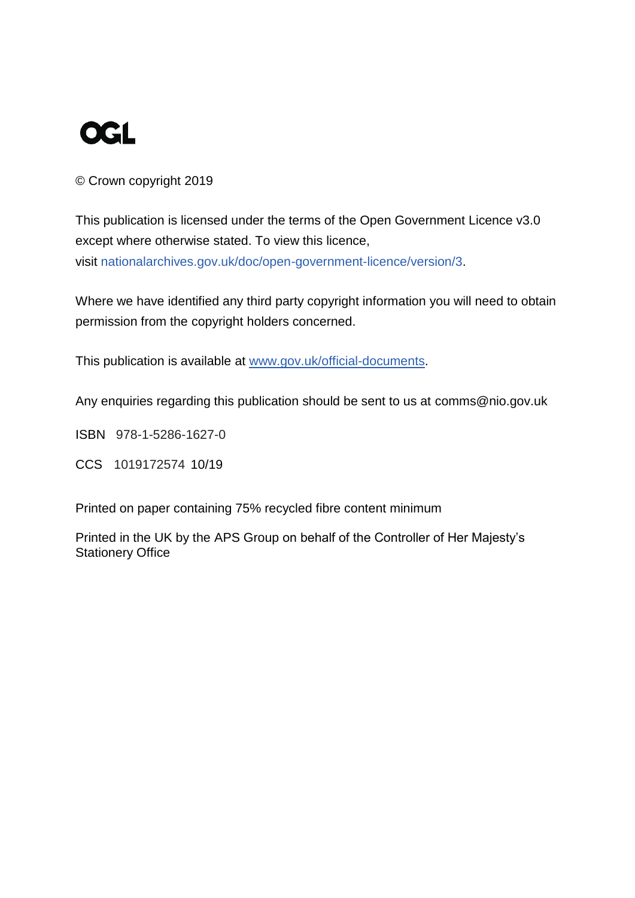**OGL**

© Crown copyright 2019

This publication is licensed under the terms of the Open Government Licence v3.0 except where otherwise stated. To view this licence, visit nationalarchives.gov.uk/doc/open-government-licence/version/3.

Where we have identified any third party copyright information you will need to obtain permission from the copyright holders concerned.

This publication is available at www.gov.uk/official-documents.

Any enquiries regarding this publication should be sent to us at comms@nio.gov.uk

ISBN 978-1-5286-1627-0

CCS 1019172574 10/19

Printed on paper containing 75% recycled fibre content minimum

Printed in the UK by the APS Group on behalf of the Controller of Her Majesty's Stationery Office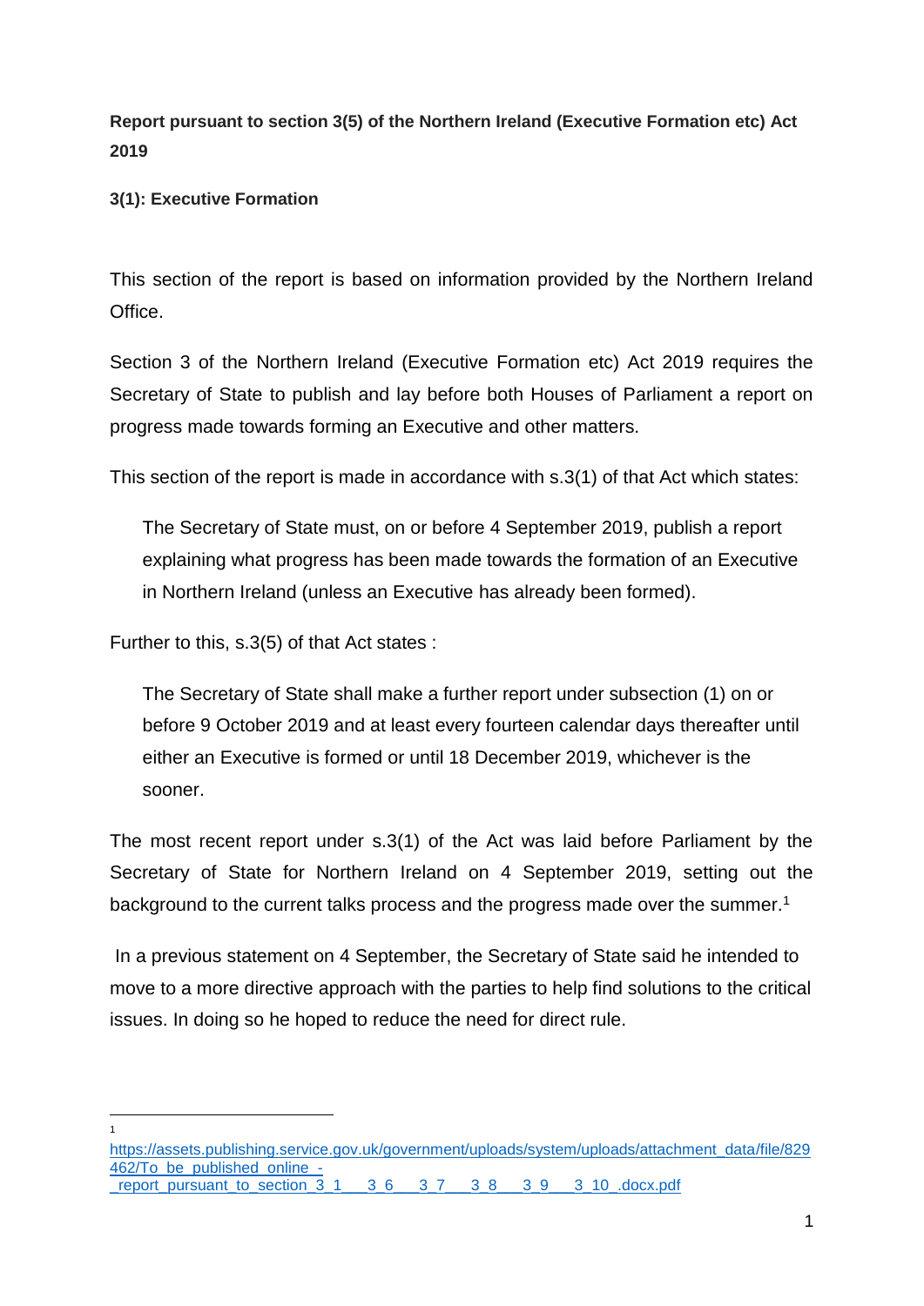**Report pursuant to section 3(5) of the Northern Ireland (Executive Formation etc) Act 2019**

**3(1): Executive Formation**

This section of the report is based on information provided by the Northern Ireland Office.

Section 3 of the Northern Ireland (Executive Formation etc) Act 2019 requires the Secretary of State to publish and lay before both Houses of Parliament a report on progress made towards forming an Executive and other matters.

This section of the report is made in accordance with s.3(1) of that Act which states:

> The Secretary of State must, on or before 4 September 2019, publish a report explaining what progress has been made towards the formation of an Executive in Northern Ireland (unless an Executive has already been formed).

Further to this, s.3(5) of that Act states :

> The Secretary of State shall make a further report under subsection (1) on or before 9 October 2019 and at least every fourteen calendar days thereafter until either an Executive is formed or until 18 December 2019, whichever is the sooner.

The most recent report under s.3(1) of the Act was laid before Parliament by the Secretary of State for Northern Ireland on 4 September 2019, setting out the background to the current talks process and the progress made over the summer.[1]

In a previous statement on 4 September, the Secretary of State said he intended to move to a more directive approach with the parties to help find solutions to the critical issues. In doing so he hoped to reduce the need for direct rule.

---

[1] https://assets.publishing.service.gov.uk/government/uploads/system/uploads/attachment_data/file/829462/To_be_published_online_-_report_pursuant_to_section_3_1___3_6___3_7___3_8___3_9___3_10_.docx.pdf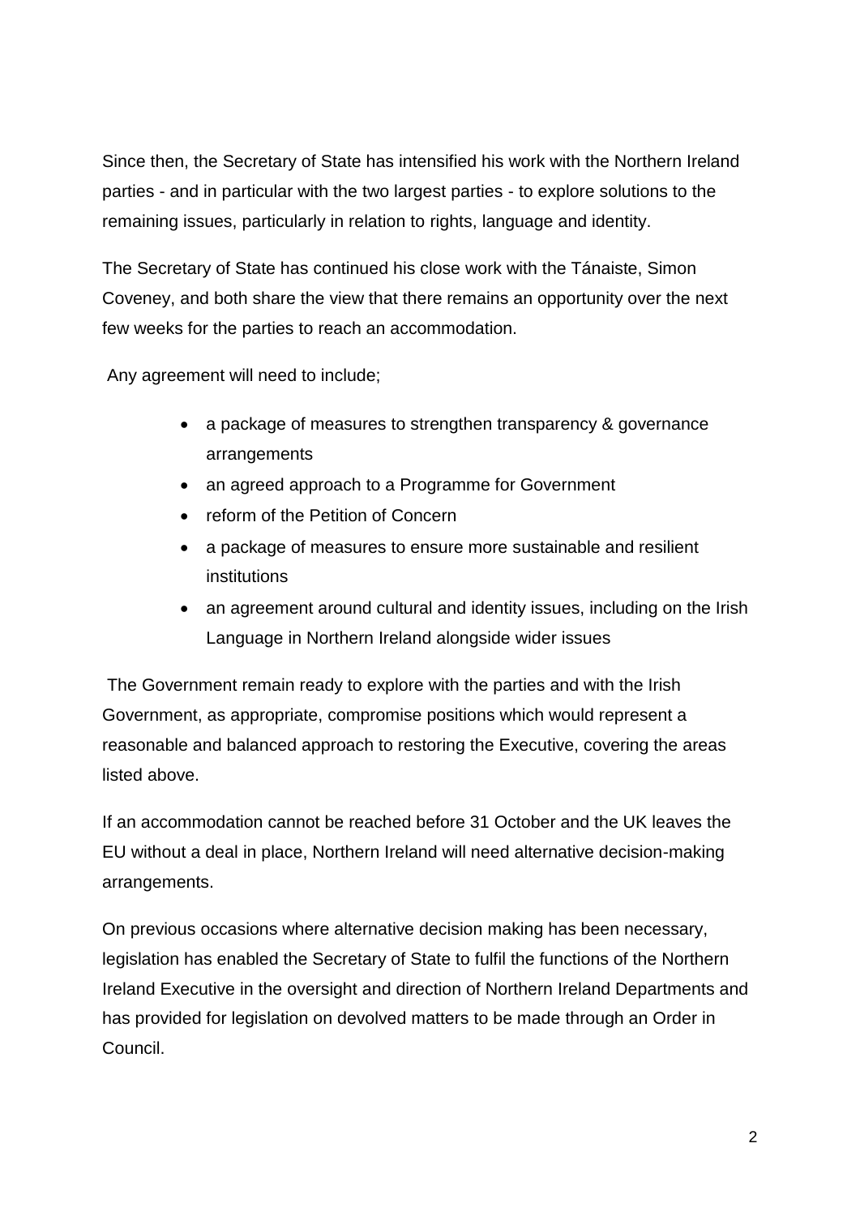Since then, the Secretary of State has intensified his work with the Northern Ireland parties - and in particular with the two largest parties - to explore solutions to the remaining issues, particularly in relation to rights, language and identity.

The Secretary of State has continued his close work with the Tánaiste, Simon Coveney, and both share the view that there remains an opportunity over the next few weeks for the parties to reach an accommodation.

Any agreement will need to include;

- a package of measures to strengthen transparency & governance arrangements
- an agreed approach to a Programme for Government
- reform of the Petition of Concern
- a package of measures to ensure more sustainable and resilient institutions
- an agreement around cultural and identity issues, including on the Irish Language in Northern Ireland alongside wider issues

The Government remain ready to explore with the parties and with the Irish Government, as appropriate, compromise positions which would represent a reasonable and balanced approach to restoring the Executive, covering the areas listed above.

If an accommodation cannot be reached before 31 October and the UK leaves the EU without a deal in place, Northern Ireland will need alternative decision-making arrangements.

On previous occasions where alternative decision making has been necessary, legislation has enabled the Secretary of State to fulfil the functions of the Northern Ireland Executive in the oversight and direction of Northern Ireland Departments and has provided for legislation on devolved matters to be made through an Order in Council.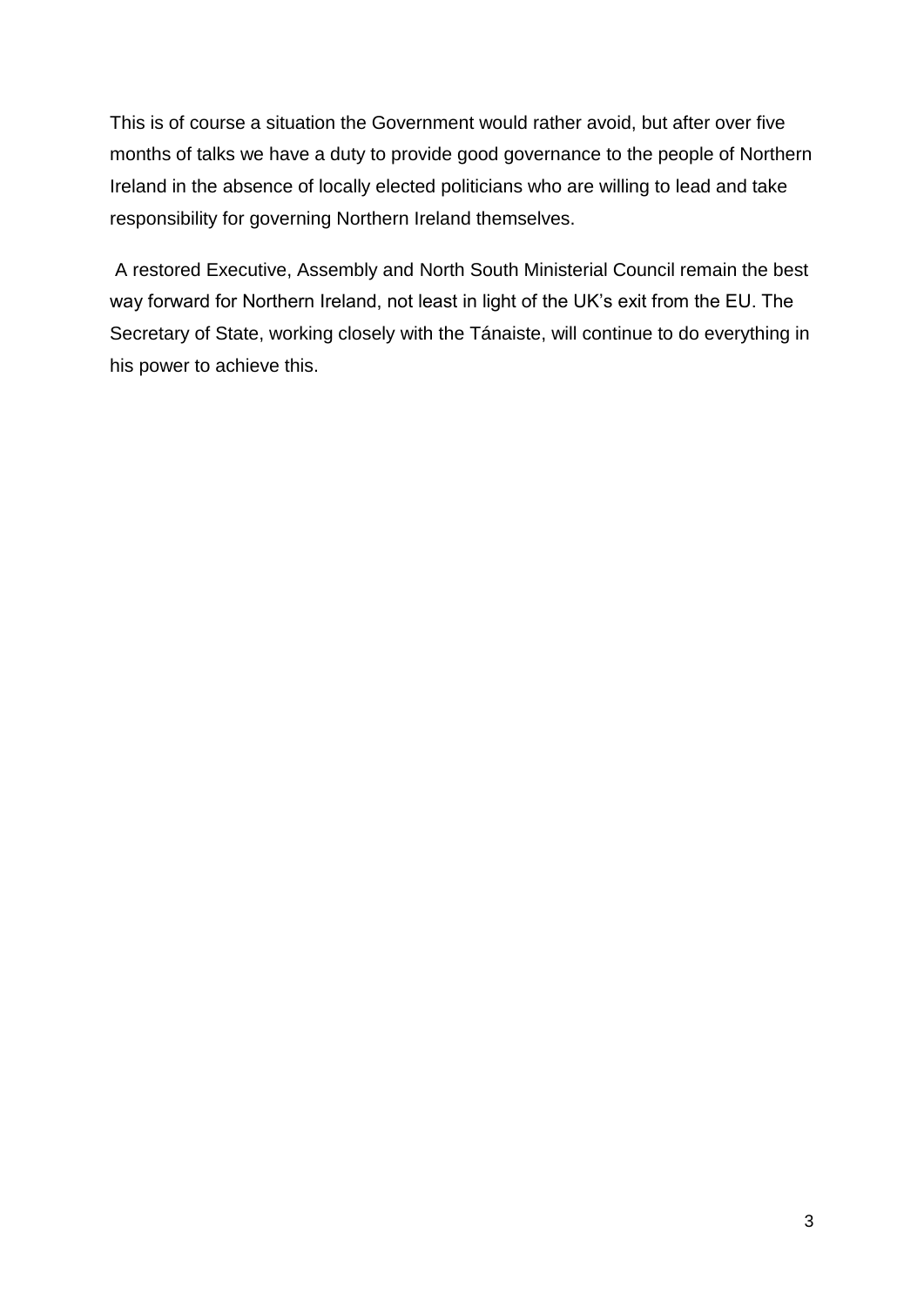This is of course a situation the Government would rather avoid, but after over five months of talks we have a duty to provide good governance to the people of Northern Ireland in the absence of locally elected politicians who are willing to lead and take responsibility for governing Northern Ireland themselves.

A restored Executive, Assembly and North South Ministerial Council remain the best way forward for Northern Ireland, not least in light of the UK's exit from the EU. The Secretary of State, working closely with the Tánaiste, will continue to do everything in his power to achieve this.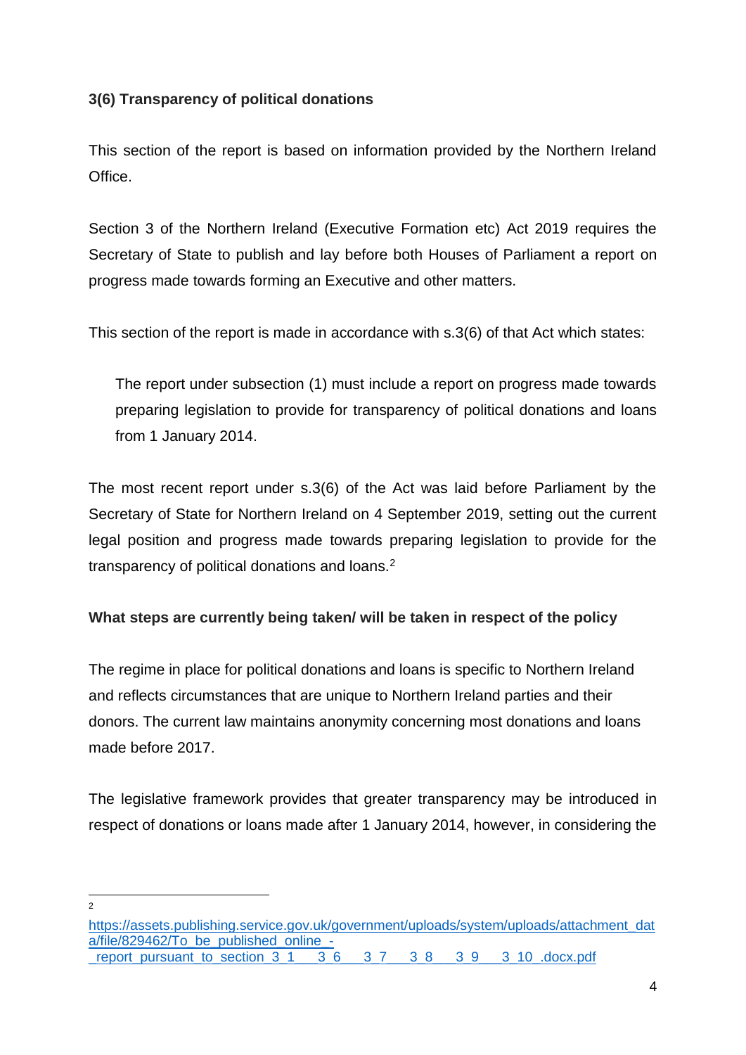**3(6) Transparency of political donations**

This section of the report is based on information provided by the Northern Ireland Office.

Section 3 of the Northern Ireland (Executive Formation etc) Act 2019 requires the Secretary of State to publish and lay before both Houses of Parliament a report on progress made towards forming an Executive and other matters.

This section of the report is made in accordance with s.3(6) of that Act which states:

> The report under subsection (1) must include a report on progress made towards preparing legislation to provide for transparency of political donations and loans from 1 January 2014.

The most recent report under s.3(6) of the Act was laid before Parliament by the Secretary of State for Northern Ireland on 4 September 2019, setting out the current legal position and progress made towards preparing legislation to provide for the transparency of political donations and loans.[2]

**What steps are currently being taken/ will be taken in respect of the policy**

The regime in place for political donations and loans is specific to Northern Ireland and reflects circumstances that are unique to Northern Ireland parties and their donors. The current law maintains anonymity concerning most donations and loans made before 2017.

The legislative framework provides that greater transparency may be introduced in respect of donations or loans made after 1 January 2014, however, in considering the

---

[2] https://assets.publishing.service.gov.uk/government/uploads/system/uploads/attachment_data/file/829462/To_be_published_online_-_report_pursuant_to_section_3_1___3_6___3_7___3_8___3_9___3_10_.docx.pdf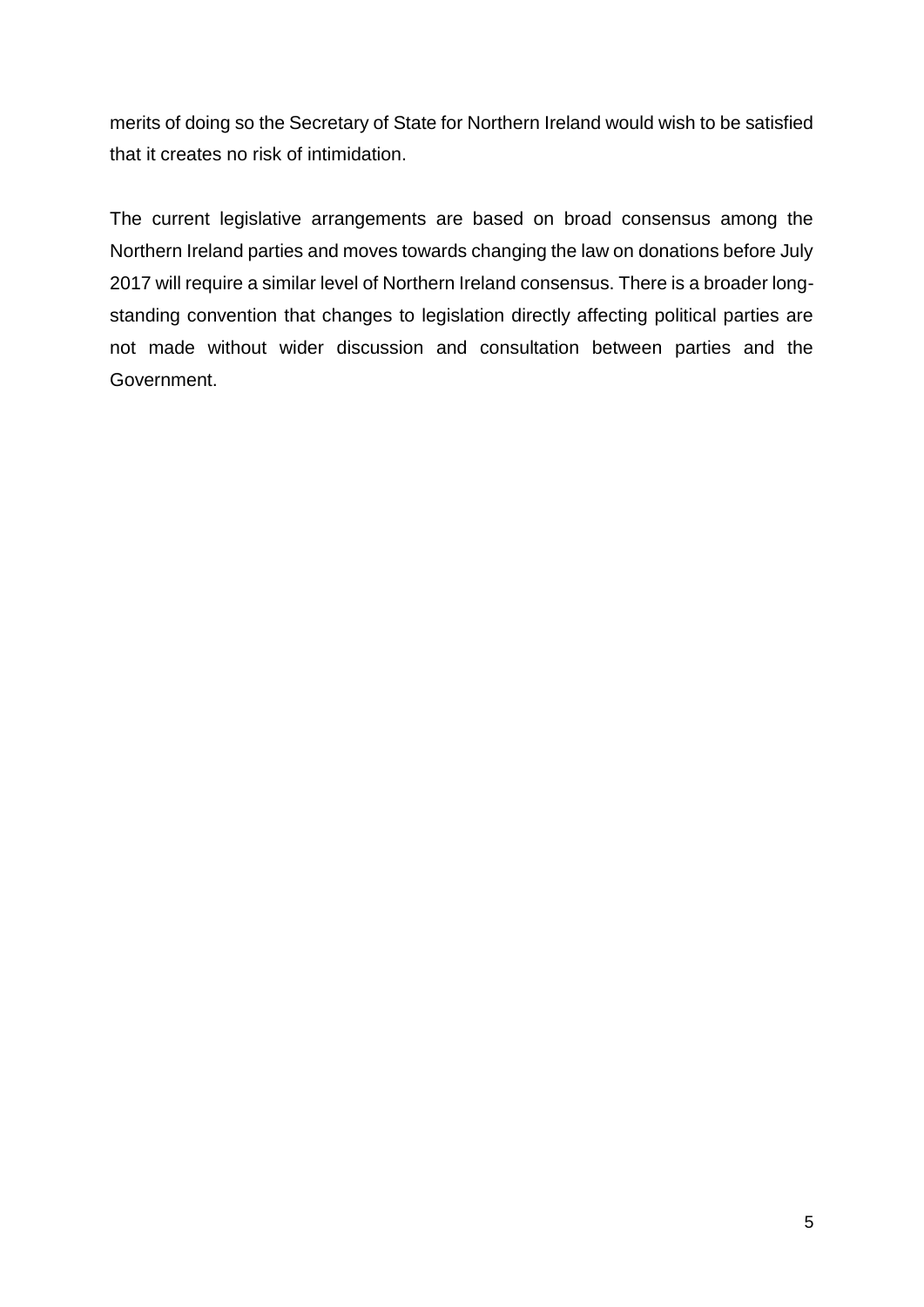merits of doing so the Secretary of State for Northern Ireland would wish to be satisfied that it creates no risk of intimidation.

The current legislative arrangements are based on broad consensus among the Northern Ireland parties and moves towards changing the law on donations before July 2017 will require a similar level of Northern Ireland consensus. There is a broader long-standing convention that changes to legislation directly affecting political parties are not made without wider discussion and consultation between parties and the Government.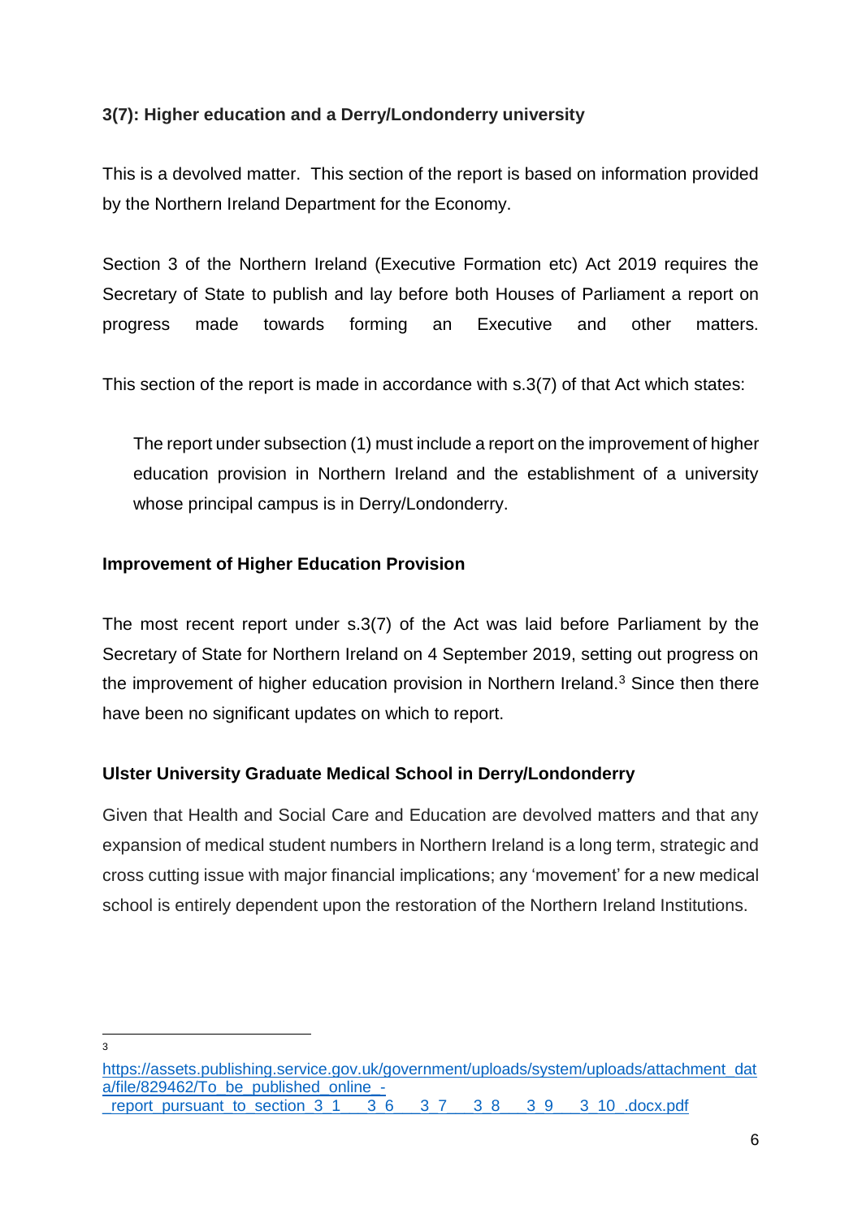**3(7): Higher education and a Derry/Londonderry university**

This is a devolved matter. This section of the report is based on information provided by the Northern Ireland Department for the Economy.

Section 3 of the Northern Ireland (Executive Formation etc) Act 2019 requires the Secretary of State to publish and lay before both Houses of Parliament a report on progress made towards forming an Executive and other matters.

This section of the report is made in accordance with s.3(7) of that Act which states:

> The report under subsection (1) must include a report on the improvement of higher education provision in Northern Ireland and the establishment of a university whose principal campus is in Derry/Londonderry.

**Improvement of Higher Education Provision**

The most recent report under s.3(7) of the Act was laid before Parliament by the Secretary of State for Northern Ireland on 4 September 2019, setting out progress on the improvement of higher education provision in Northern Ireland.[3] Since then there have been no significant updates on which to report.

**Ulster University Graduate Medical School in Derry/Londonderry**

Given that Health and Social Care and Education are devolved matters and that any expansion of medical student numbers in Northern Ireland is a long term, strategic and cross cutting issue with major financial implications; any 'movement' for a new medical school is entirely dependent upon the restoration of the Northern Ireland Institutions.

---

[3] https://assets.publishing.service.gov.uk/government/uploads/system/uploads/attachment_data/file/829462/To_be_published_online_-_report_pursuant_to_section_3_1___3_6___3_7___3_8___3_9___3_10_.docx.pdf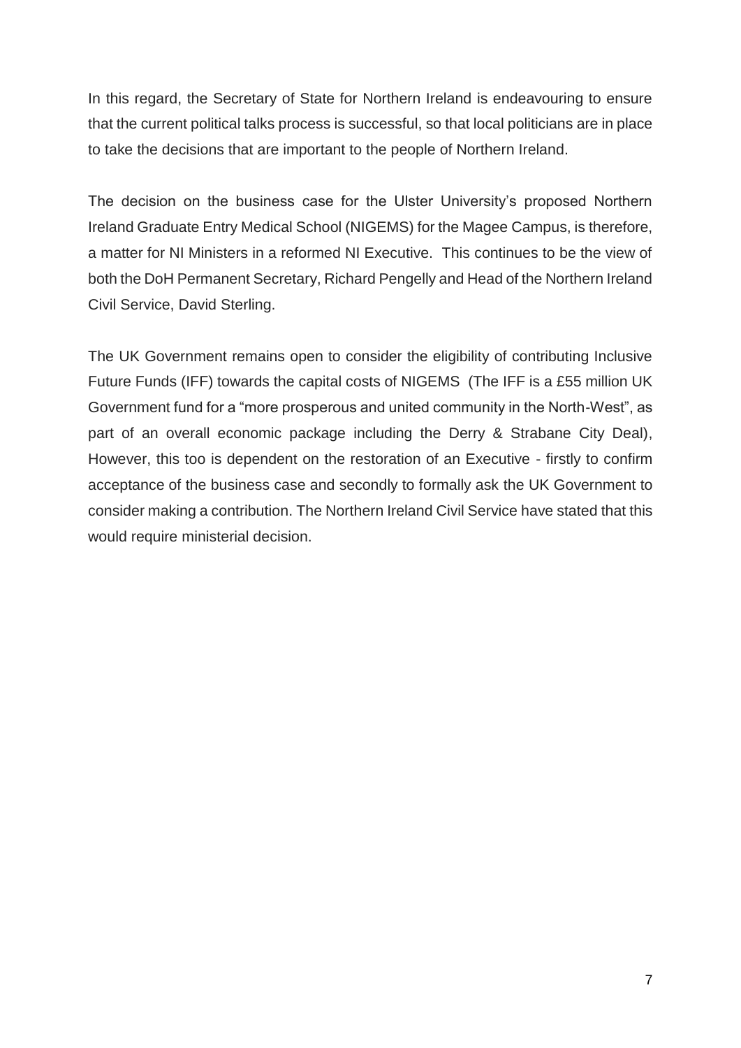In this regard, the Secretary of State for Northern Ireland is endeavouring to ensure that the current political talks process is successful, so that local politicians are in place to take the decisions that are important to the people of Northern Ireland.

The decision on the business case for the Ulster University's proposed Northern Ireland Graduate Entry Medical School (NIGEMS) for the Magee Campus, is therefore, a matter for NI Ministers in a reformed NI Executive. This continues to be the view of both the DoH Permanent Secretary, Richard Pengelly and Head of the Northern Ireland Civil Service, David Sterling.

The UK Government remains open to consider the eligibility of contributing Inclusive Future Funds (IFF) towards the capital costs of NIGEMS (The IFF is a £55 million UK Government fund for a "more prosperous and united community in the North-West", as part of an overall economic package including the Derry & Strabane City Deal), However, this too is dependent on the restoration of an Executive - firstly to confirm acceptance of the business case and secondly to formally ask the UK Government to consider making a contribution. The Northern Ireland Civil Service have stated that this would require ministerial decision.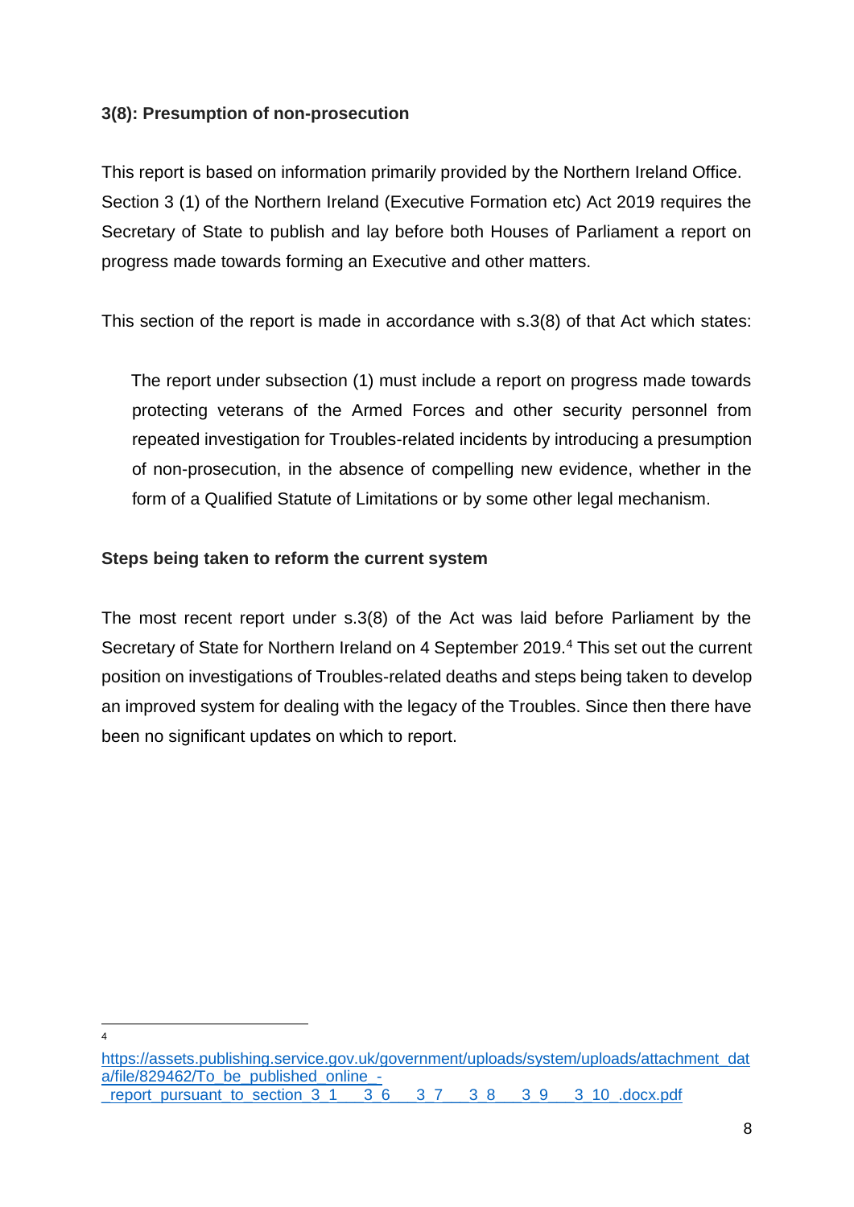### 3(8): Presumption of non-prosecution

This report is based on information primarily provided by the Northern Ireland Office. Section 3 (1) of the Northern Ireland (Executive Formation etc) Act 2019 requires the Secretary of State to publish and lay before both Houses of Parliament a report on progress made towards forming an Executive and other matters.

This section of the report is made in accordance with s.3(8) of that Act which states:

> The report under subsection (1) must include a report on progress made towards protecting veterans of the Armed Forces and other security personnel from repeated investigation for Troubles-related incidents by introducing a presumption of non-prosecution, in the absence of compelling new evidence, whether in the form of a Qualified Statute of Limitations or by some other legal mechanism.

### Steps being taken to reform the current system

The most recent report under s.3(8) of the Act was laid before Parliament by the Secretary of State for Northern Ireland on 4 September 2019.[4] This set out the current position on investigations of Troubles-related deaths and steps being taken to develop an improved system for dealing with the legacy of the Troubles. Since then there have been no significant updates on which to report.

---

[4] https://assets.publishing.service.gov.uk/government/uploads/system/uploads/attachment_data/file/829462/To_be_published_online_-_report_pursuant_to_section_3_1___3_6___3_7___3_8___3_9___3_10_.docx.pdf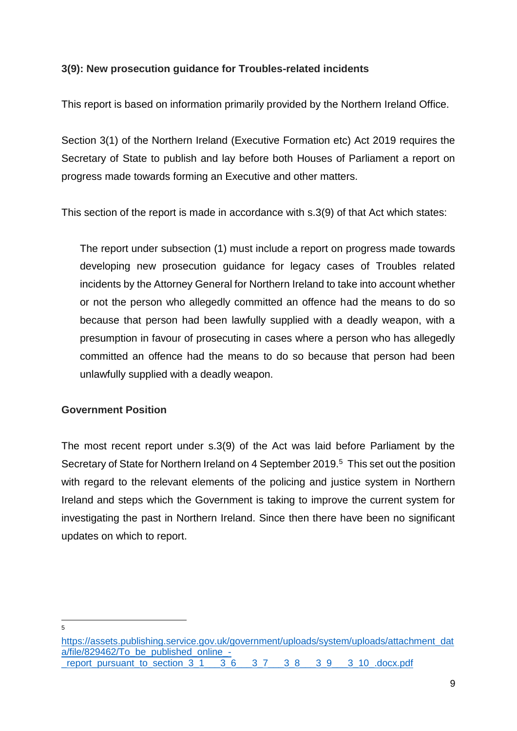### 3(9): New prosecution guidance for Troubles-related incidents

This report is based on information primarily provided by the Northern Ireland Office.

Section 3(1) of the Northern Ireland (Executive Formation etc) Act 2019 requires the Secretary of State to publish and lay before both Houses of Parliament a report on progress made towards forming an Executive and other matters.

This section of the report is made in accordance with s.3(9) of that Act which states:

> The report under subsection (1) must include a report on progress made towards developing new prosecution guidance for legacy cases of Troubles related incidents by the Attorney General for Northern Ireland to take into account whether or not the person who allegedly committed an offence had the means to do so because that person had been lawfully supplied with a deadly weapon, with a presumption in favour of prosecuting in cases where a person who has allegedly committed an offence had the means to do so because that person had been unlawfully supplied with a deadly weapon.

### Government Position

The most recent report under s.3(9) of the Act was laid before Parliament by the Secretary of State for Northern Ireland on 4 September 2019.[5] This set out the position with regard to the relevant elements of the policing and justice system in Northern Ireland and steps which the Government is taking to improve the current system for investigating the past in Northern Ireland. Since then there have been no significant updates on which to report.

---

[5] https://assets.publishing.service.gov.uk/government/uploads/system/uploads/attachment_data/file/829462/To_be_published_online_-_report_pursuant_to_section_3_1___3_6___3_7___3_8___3_9___3_10_.docx.pdf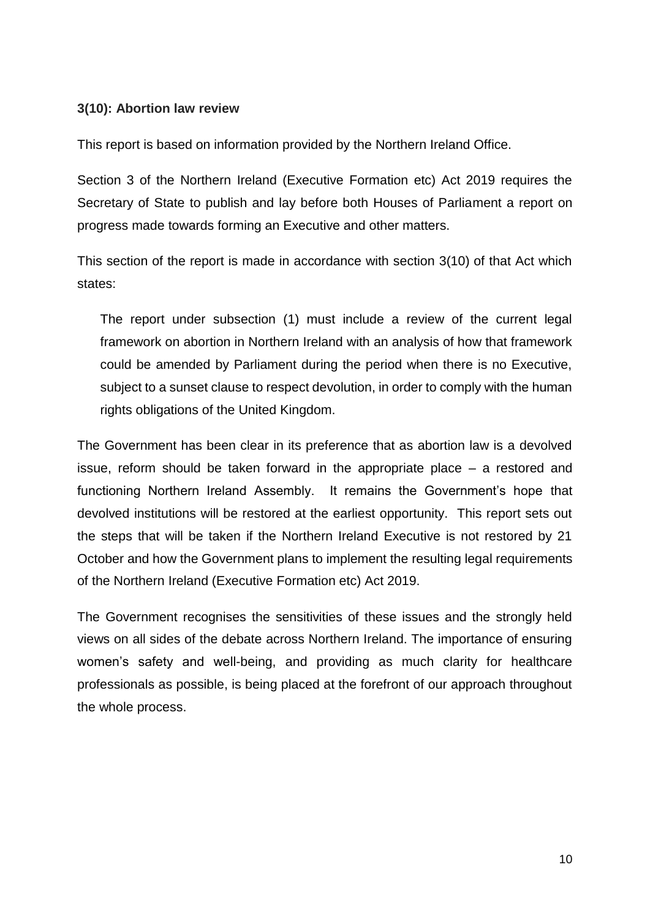**3(10): Abortion law review**

This report is based on information provided by the Northern Ireland Office.

Section 3 of the Northern Ireland (Executive Formation etc) Act 2019 requires the Secretary of State to publish and lay before both Houses of Parliament a report on progress made towards forming an Executive and other matters.

This section of the report is made in accordance with section 3(10) of that Act which states:

> The report under subsection (1) must include a review of the current legal framework on abortion in Northern Ireland with an analysis of how that framework could be amended by Parliament during the period when there is no Executive, subject to a sunset clause to respect devolution, in order to comply with the human rights obligations of the United Kingdom.

The Government has been clear in its preference that as abortion law is a devolved issue, reform should be taken forward in the appropriate place – a restored and functioning Northern Ireland Assembly. It remains the Government's hope that devolved institutions will be restored at the earliest opportunity. This report sets out the steps that will be taken if the Northern Ireland Executive is not restored by 21 October and how the Government plans to implement the resulting legal requirements of the Northern Ireland (Executive Formation etc) Act 2019.

The Government recognises the sensitivities of these issues and the strongly held views on all sides of the debate across Northern Ireland. The importance of ensuring women's safety and well-being, and providing as much clarity for healthcare professionals as possible, is being placed at the forefront of our approach throughout the whole process.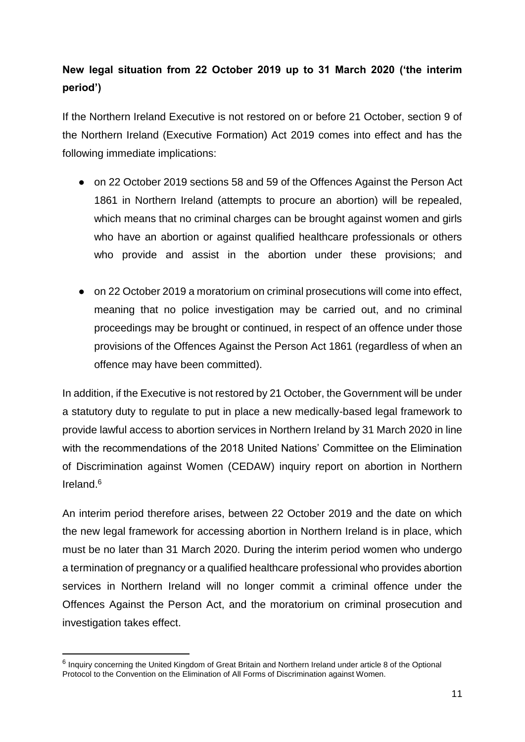**New legal situation from 22 October 2019 up to 31 March 2020 ('the interim period')**

If the Northern Ireland Executive is not restored on or before 21 October, section 9 of the Northern Ireland (Executive Formation) Act 2019 comes into effect and has the following immediate implications:

- on 22 October 2019 sections 58 and 59 of the Offences Against the Person Act 1861 in Northern Ireland (attempts to procure an abortion) will be repealed, which means that no criminal charges can be brought against women and girls who have an abortion or against qualified healthcare professionals or others who provide and assist in the abortion under these provisions; and

- on 22 October 2019 a moratorium on criminal prosecutions will come into effect, meaning that no police investigation may be carried out, and no criminal proceedings may be brought or continued, in respect of an offence under those provisions of the Offences Against the Person Act 1861 (regardless of when an offence may have been committed).

In addition, if the Executive is not restored by 21 October, the Government will be under a statutory duty to regulate to put in place a new medically-based legal framework to provide lawful access to abortion services in Northern Ireland by 31 March 2020 in line with the recommendations of the 2018 United Nations' Committee on the Elimination of Discrimination against Women (CEDAW) inquiry report on abortion in Northern Ireland.[6]

An interim period therefore arises, between 22 October 2019 and the date on which the new legal framework for accessing abortion in Northern Ireland is in place, which must be no later than 31 March 2020. During the interim period women who undergo a termination of pregnancy or a qualified healthcare professional who provides abortion services in Northern Ireland will no longer commit a criminal offence under the Offences Against the Person Act, and the moratorium on criminal prosecution and investigation takes effect.

[6] Inquiry concerning the United Kingdom of Great Britain and Northern Ireland under article 8 of the Optional Protocol to the Convention on the Elimination of All Forms of Discrimination against Women.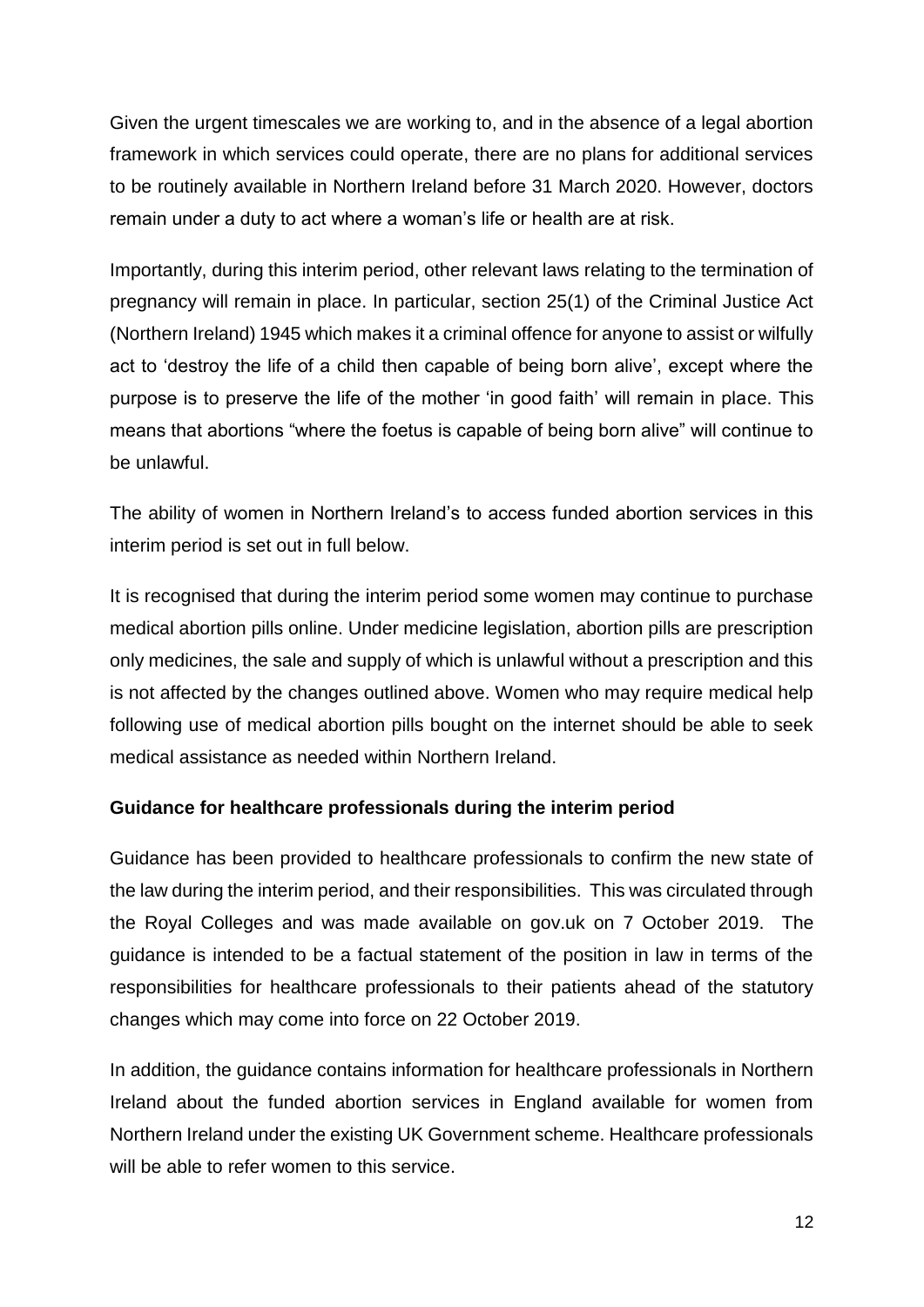Given the urgent timescales we are working to, and in the absence of a legal abortion framework in which services could operate, there are no plans for additional services to be routinely available in Northern Ireland before 31 March 2020. However, doctors remain under a duty to act where a woman's life or health are at risk.

Importantly, during this interim period, other relevant laws relating to the termination of pregnancy will remain in place. In particular, section 25(1) of the Criminal Justice Act (Northern Ireland) 1945 which makes it a criminal offence for anyone to assist or wilfully act to 'destroy the life of a child then capable of being born alive', except where the purpose is to preserve the life of the mother 'in good faith' will remain in place. This means that abortions "where the foetus is capable of being born alive" will continue to be unlawful.

The ability of women in Northern Ireland's to access funded abortion services in this interim period is set out in full below.

It is recognised that during the interim period some women may continue to purchase medical abortion pills online. Under medicine legislation, abortion pills are prescription only medicines, the sale and supply of which is unlawful without a prescription and this is not affected by the changes outlined above. Women who may require medical help following use of medical abortion pills bought on the internet should be able to seek medical assistance as needed within Northern Ireland.

**Guidance for healthcare professionals during the interim period**

Guidance has been provided to healthcare professionals to confirm the new state of the law during the interim period, and their responsibilities. This was circulated through the Royal Colleges and was made available on gov.uk on 7 October 2019. The guidance is intended to be a factual statement of the position in law in terms of the responsibilities for healthcare professionals to their patients ahead of the statutory changes which may come into force on 22 October 2019.

In addition, the guidance contains information for healthcare professionals in Northern Ireland about the funded abortion services in England available for women from Northern Ireland under the existing UK Government scheme. Healthcare professionals will be able to refer women to this service.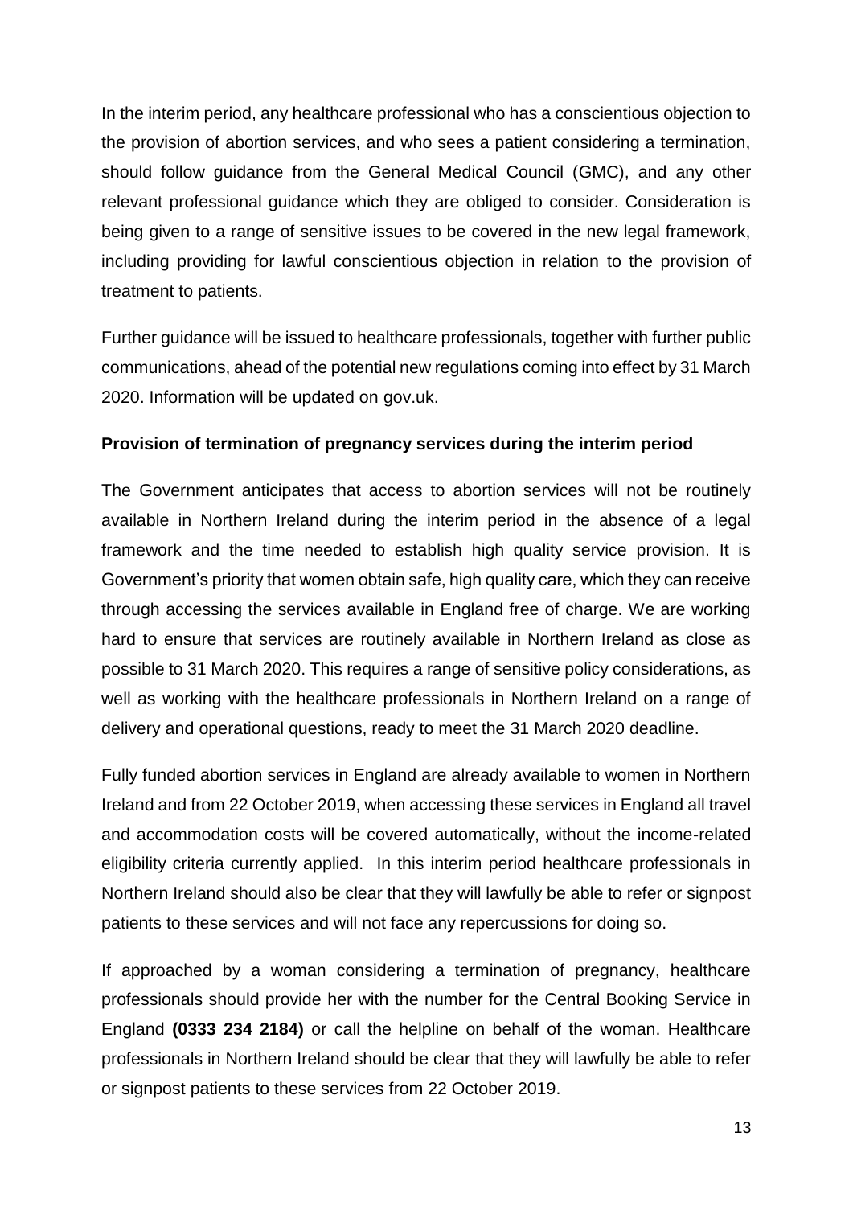In the interim period, any healthcare professional who has a conscientious objection to the provision of abortion services, and who sees a patient considering a termination, should follow guidance from the General Medical Council (GMC), and any other relevant professional guidance which they are obliged to consider. Consideration is being given to a range of sensitive issues to be covered in the new legal framework, including providing for lawful conscientious objection in relation to the provision of treatment to patients.

Further guidance will be issued to healthcare professionals, together with further public communications, ahead of the potential new regulations coming into effect by 31 March 2020. Information will be updated on gov.uk.

**Provision of termination of pregnancy services during the interim period**

The Government anticipates that access to abortion services will not be routinely available in Northern Ireland during the interim period in the absence of a legal framework and the time needed to establish high quality service provision. It is Government's priority that women obtain safe, high quality care, which they can receive through accessing the services available in England free of charge. We are working hard to ensure that services are routinely available in Northern Ireland as close as possible to 31 March 2020. This requires a range of sensitive policy considerations, as well as working with the healthcare professionals in Northern Ireland on a range of delivery and operational questions, ready to meet the 31 March 2020 deadline.

Fully funded abortion services in England are already available to women in Northern Ireland and from 22 October 2019, when accessing these services in England all travel and accommodation costs will be covered automatically, without the income-related eligibility criteria currently applied. In this interim period healthcare professionals in Northern Ireland should also be clear that they will lawfully be able to refer or signpost patients to these services and will not face any repercussions for doing so.

If approached by a woman considering a termination of pregnancy, healthcare professionals should provide her with the number for the Central Booking Service in England **(0333 234 2184)** or call the helpline on behalf of the woman. Healthcare professionals in Northern Ireland should be clear that they will lawfully be able to refer or signpost patients to these services from 22 October 2019.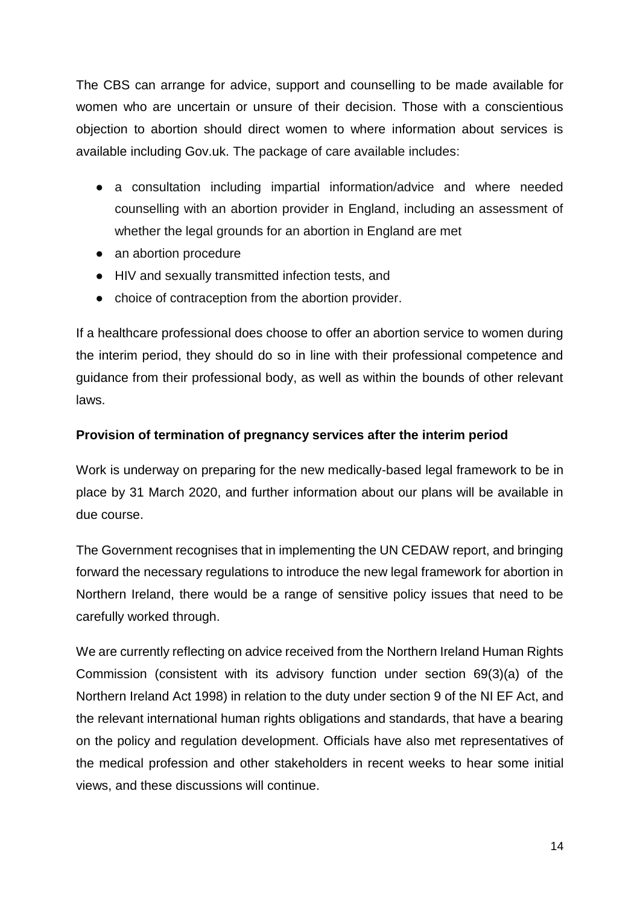The CBS can arrange for advice, support and counselling to be made available for women who are uncertain or unsure of their decision. Those with a conscientious objection to abortion should direct women to where information about services is available including Gov.uk. The package of care available includes:

- a consultation including impartial information/advice and where needed counselling with an abortion provider in England, including an assessment of whether the legal grounds for an abortion in England are met
- an abortion procedure
- HIV and sexually transmitted infection tests, and
- choice of contraception from the abortion provider.

If a healthcare professional does choose to offer an abortion service to women during the interim period, they should do so in line with their professional competence and guidance from their professional body, as well as within the bounds of other relevant laws.

**Provision of termination of pregnancy services after the interim period**

Work is underway on preparing for the new medically-based legal framework to be in place by 31 March 2020, and further information about our plans will be available in due course.

The Government recognises that in implementing the UN CEDAW report, and bringing forward the necessary regulations to introduce the new legal framework for abortion in Northern Ireland, there would be a range of sensitive policy issues that need to be carefully worked through.

We are currently reflecting on advice received from the Northern Ireland Human Rights Commission (consistent with its advisory function under section 69(3)(a) of the Northern Ireland Act 1998) in relation to the duty under section 9 of the NI EF Act, and the relevant international human rights obligations and standards, that have a bearing on the policy and regulation development. Officials have also met representatives of the medical profession and other stakeholders in recent weeks to hear some initial views, and these discussions will continue.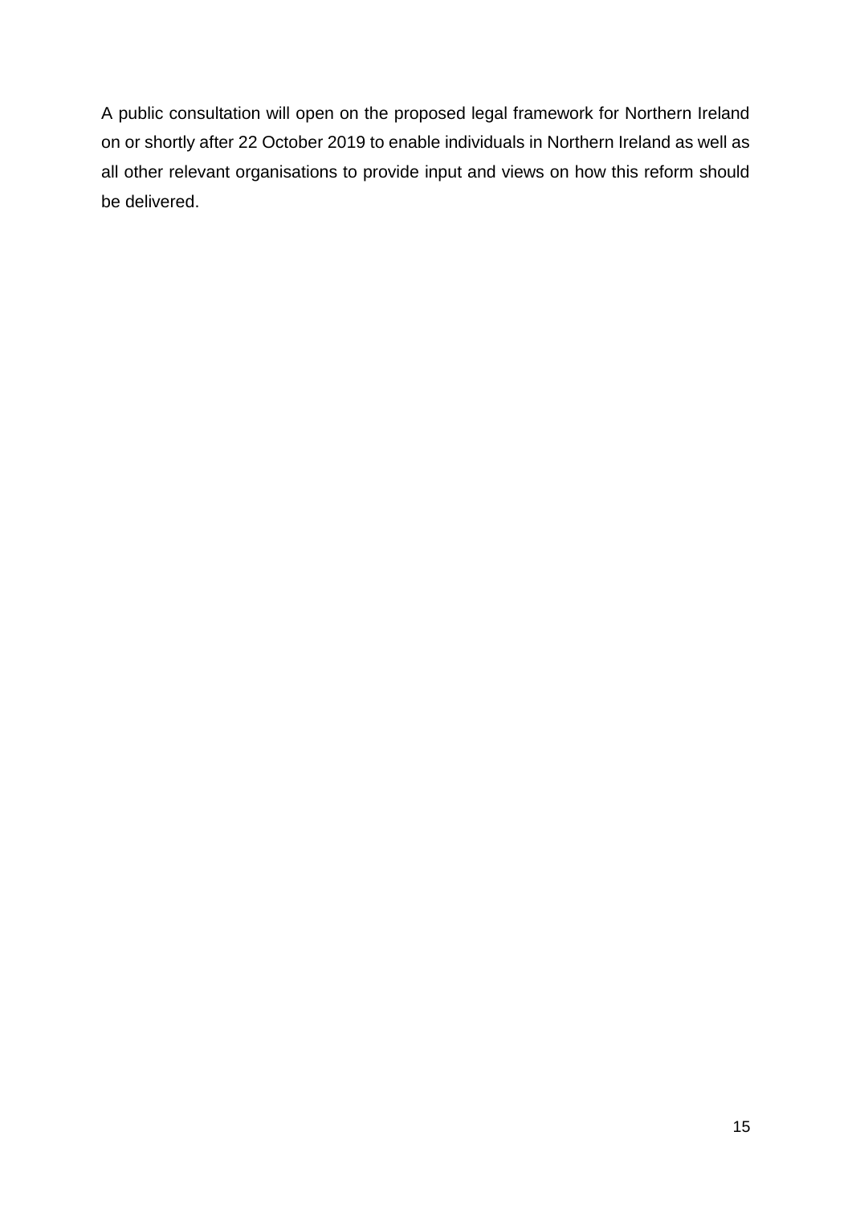A public consultation will open on the proposed legal framework for Northern Ireland on or shortly after 22 October 2019 to enable individuals in Northern Ireland as well as all other relevant organisations to provide input and views on how this reform should be delivered.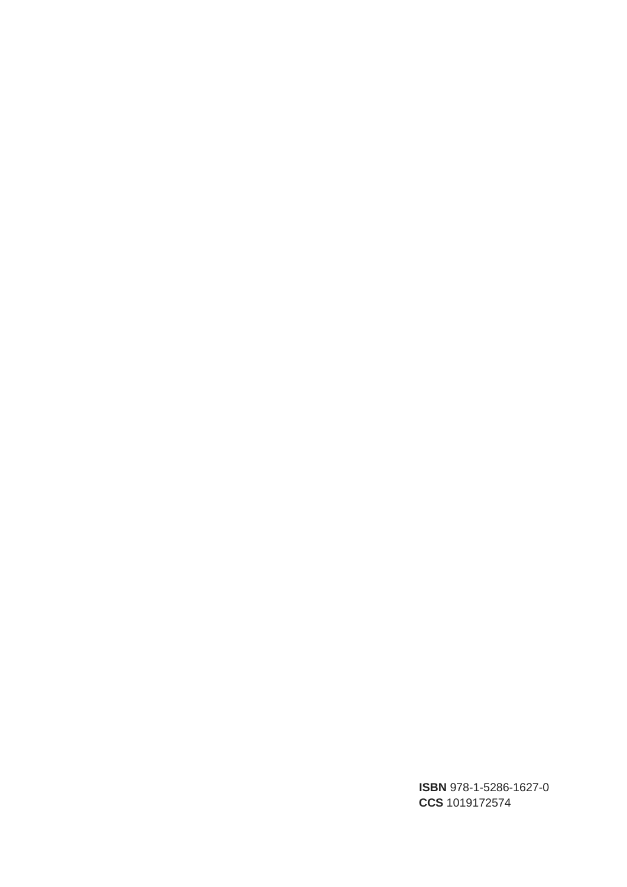**ISBN** 978-1-5286-1627-0
**CCS** 1019172574